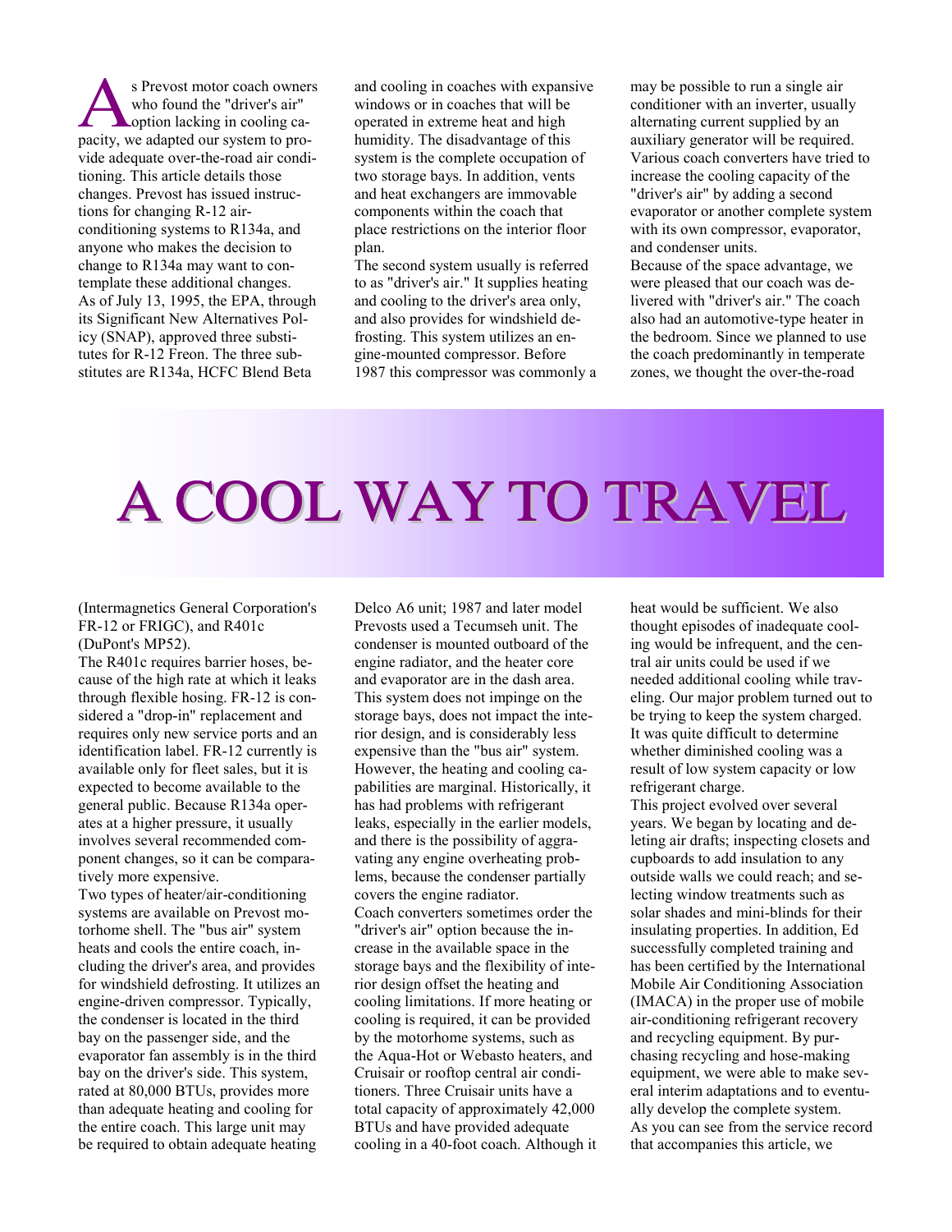# A COOL WAY TO TRAVEL

As Prevost motor coach owners who found the "driver's air" option lacking in cooling capacity, we adapted our system to provide adequate over-the-road air conditioning. This article details those changes. Prevost has issued instructions for changing R-12 air-conditioning systems to R134a, and anyone who makes the decision to change to R134a may want to contemplate these additional changes.

As of July 13, 1995, the EPA, through its Significant New Alternatives Policy (SNAP), approved three substitutes for R-12 Freon. The three substitutes are R134a, HCFC Blend Beta (Intermagnetics General Corporation's FR-12 or FRIGC), and R401c (DuPont's MP52).

The R401c requires barrier hoses, because of the high rate at which it leaks through flexible hosing. FR-12 is considered a "drop-in" replacement and requires only new service ports and an identification label. FR-12 currently is available only for fleet sales, but it is expected to become available to the general public. Because R134a operates at a higher pressure, it usually involves several recommended component changes, so it can be comparatively more expensive.

Two types of heater/air-conditioning systems are available on Prevost motorhome shell. The "bus air" system heats and cools the entire coach, including the driver's area, and provides for windshield defrosting. It utilizes an engine-driven compressor. Typically, the condenser is located in the third bay on the passenger side, and the evaporator fan assembly is in the third bay on the driver's side. This system, rated at 80,000 BTUs, provides more than adequate heating and cooling for the entire coach. This large unit may be required to obtain adequate heating and cooling in coaches with expansive windows or in coaches that will be operated in extreme heat and high humidity. The disadvantage of this system is the complete occupation of two storage bays. In addition, vents and heat exchangers are immovable components within the coach that place restrictions on the interior floor plan.

The second system usually is referred to as "driver's air." It supplies heating and cooling to the driver's area only, and also provides for windshield defrosting. This system utilizes an engine-mounted compressor. Before 1987 this compressor was commonly a Delco A6 unit; 1987 and later model Prevosts used a Tecumseh unit. The condenser is mounted outboard of the engine radiator, and the heater core and evaporator are in the dash area. This system does not impinge on the storage bays, does not impact the interior design, and is considerably less expensive than the "bus air" system. However, the heating and cooling capabilities are marginal. Historically, it has had problems with refrigerant leaks, especially in the earlier models, and there is the possibility of aggravating any engine overheating problems, because the condenser partially covers the engine radiator.

Coach converters sometimes order the "driver's air" option because the increase in the available space in the storage bays and the flexibility of interior design offset the heating and cooling limitations. If more heating or cooling is required, it can be provided by the motorhome systems, such as the Aqua-Hot or Webasto heaters, and Cruisair or rooftop central air conditioners. Three Cruisair units have a total capacity of approximately 42,000 BTUs and have provided adequate cooling in a 40-foot coach. Although it may be possible to run a single air conditioner with an inverter, usually alternating current supplied by an auxiliary generator will be required. Various coach converters have tried to increase the cooling capacity of the "driver's air" by adding a second evaporator or another complete system with its own compressor, evaporator, and condenser units.

Because of the space advantage, we were pleased that our coach was delivered with "driver's air." The coach also had an automotive-type heater in the bedroom. Since we planned to use the coach predominantly in temperate zones, we thought the over-the-road heat would be sufficient. We also thought episodes of inadequate cooling would be infrequent, and the central air units could be used if we needed additional cooling while traveling. Our major problem turned out to be trying to keep the system charged. It was quite difficult to determine whether diminished cooling was a result of low system capacity or low refrigerant charge.

This project evolved over several years. We began by locating and deleting air drafts; inspecting closets and cupboards to add insulation to any outside walls we could reach; and selecting window treatments such as solar shades and mini-blinds for their insulating properties. In addition, Ed successfully completed training and has been certified by the International Mobile Air Conditioning Association (IMACA) in the proper use of mobile air-conditioning refrigerant recovery and recycling equipment. By purchasing recycling and hose-making equipment, we were able to make several interim adaptations and to eventually develop the complete system.

As you can see from the service record that accompanies this article, we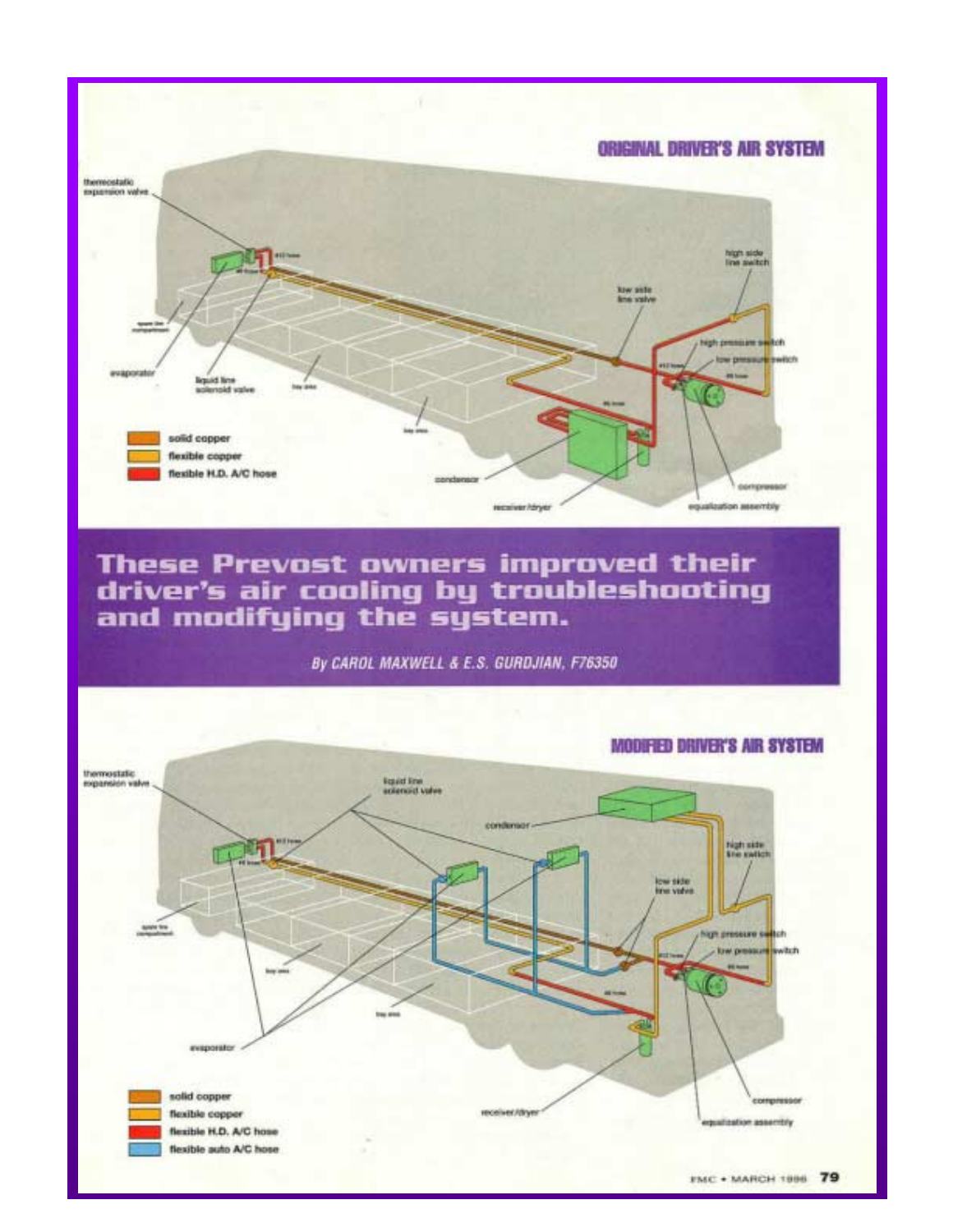## ORIGINAL DRIVER'S AIR SYSTEM

thermostatic expansion valve

#12 hose

#8 hose

high side line switch

low side line valve

high pressure switch

low pressure switch

#12 hose

#8 hose

spare tire compartment

evaporator

liquid line solenoid valve

bay area

bay area

#6 hose

solid copper

flexible copper

flexible H.D. A/C hose

condensor

receiver/dryer

compressor

equalization assembly

# These Prevost owners improved their driver's air cooling by troubleshooting and modifying the system.

*By CAROL MAXWELL & E.S. GURDJIAN, F76350*

## MODIFIED DRIVER'S AIR SYSTEM

thermostatic expansion valve

liquid line solenoid valve

condensor

#12 hose

#8 hose

high side line switch

low side line valve

spare tire compartment

high pressure switch

low pressure switch

#12 hose

#8 hose

bay area

#6 hose

bay area

evaporator

solid copper

flexible copper

flexible H.D. A/C hose

flexible auto A/C hose

receiver/dryer

compressor

equalization assembly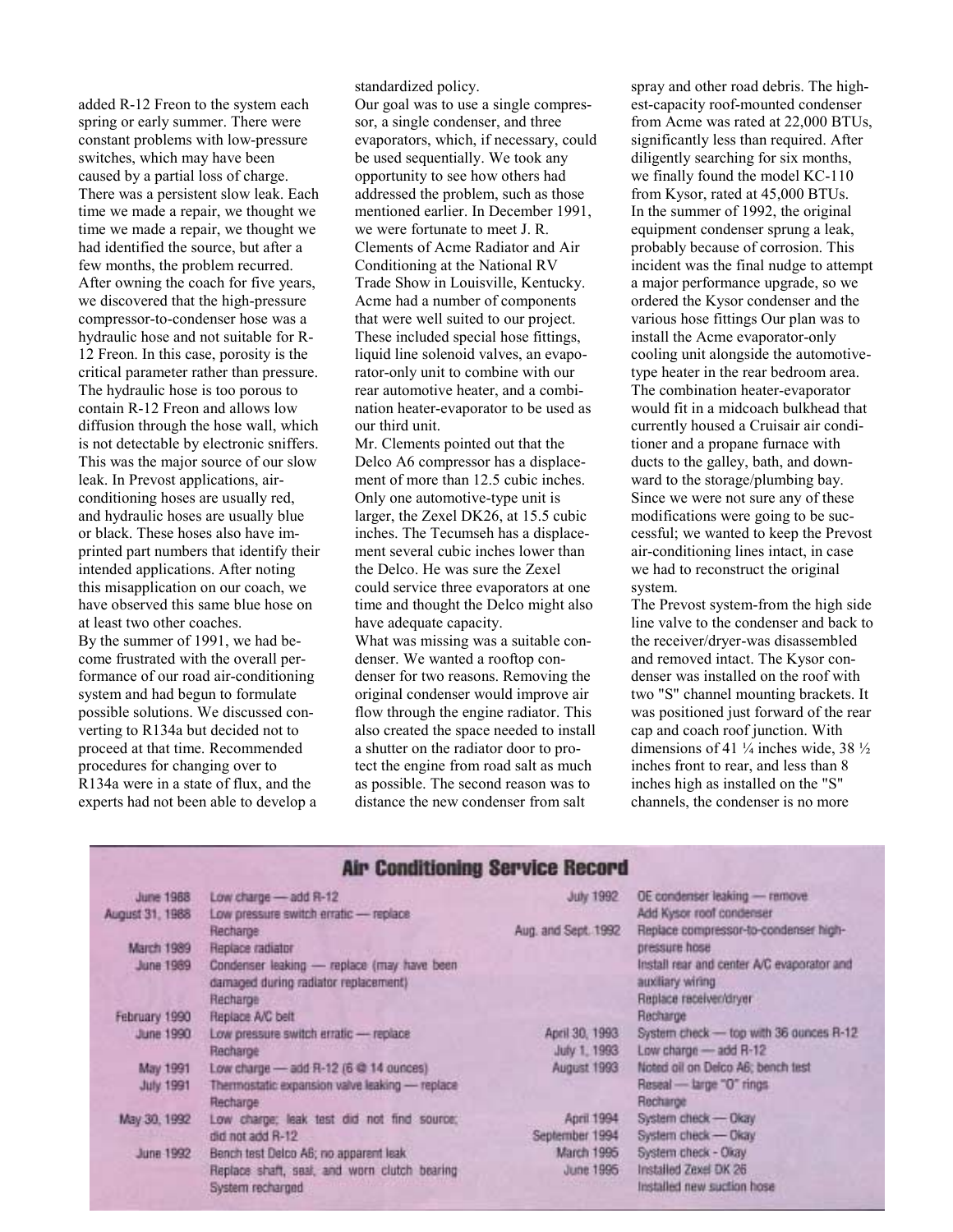added R-12 Freon to the system each spring or early summer. There were constant problems with low-pressure switches, which may have been caused by a partial loss of charge. There was a persistent slow leak. Each time we made a repair, we thought we time we made a repair, we thought we had identified the source, but after a few months, the problem recurred. After owning the coach for five years, we discovered that the high-pressure compressor-to-condenser hose was a hydraulic hose and not suitable for R-12 Freon. In this case, porosity is the critical parameter rather than pressure. The hydraulic hose is too porous to contain R-12 Freon and allows low diffusion through the hose wall, which is not detectable by electronic sniffers. This was the major source of our slow leak. In Prevost applications, air-conditioning hoses are usually red, and hydraulic hoses are usually blue or black. These hoses also have imprinted part numbers that identify their intended applications. After noting this misapplication on our coach, we have observed this same blue hose on at least two other coaches.

By the summer of 1991, we had become frustrated with the overall performance of our road air-conditioning system and had begun to formulate possible solutions. We discussed converting to R134a but decided not to proceed at that time. Recommended procedures for changing over to R134a were in a state of flux, and the experts had not been able to develop a standardized policy.

Our goal was to use a single compressor, a single condenser, and three evaporators, which, if necessary, could be used sequentially. We took any opportunity to see how others had addressed the problem, such as those mentioned earlier. In December 1991, we were fortunate to meet J. R. Clements of Acme Radiator and Air Conditioning at the National RV Trade Show in Louisville, Kentucky. Acme had a number of components that were well suited to our project. These included special hose fittings, liquid line solenoid valves, an evaporator-only unit to combine with our rear automotive heater, and a combination heater-evaporator to be used as our third unit.

Mr. Clements pointed out that the Delco A6 compressor has a displacement of more than 12.5 cubic inches. Only one automotive-type unit is larger, the Zexel DK26, at 15.5 cubic inches. The Tecumseh has a displacement several cubic inches lower than the Delco. He was sure the Zexel could service three evaporators at one time and thought the Delco might also have adequate capacity.

What was missing was a suitable condenser. We wanted a rooftop condenser for two reasons. Removing the original condenser would improve air flow through the engine radiator. This also created the space needed to install a shutter on the radiator door to protect the engine from road salt as much as possible. The second reason was to distance the new condenser from salt spray and other road debris. The highest-capacity roof-mounted condenser from Acme was rated at 22,000 BTUs, significantly less than required. After diligently searching for six months, we finally found the model KC-110 from Kysor, rated at 45,000 BTUs.

In the summer of 1992, the original equipment condenser sprung a leak, probably because of corrosion. This incident was the final nudge to attempt a major performance upgrade, so we ordered the Kysor condenser and the various hose fittings Our plan was to install the Acme evaporator-only cooling unit alongside the automotive-type heater in the rear bedroom area. The combination heater-evaporator would fit in a midcoach bulkhead that currently housed a Cruisair air conditioner and a propane furnace with ducts to the galley, bath, and downward to the storage/plumbing bay. Since we were not sure any of these modifications were going to be successful; we wanted to keep the Prevost air-conditioning lines intact, in case we had to reconstruct the original system.

The Prevost system-from the high side line valve to the condenser and back to the receiver/dryer-was disassembled and removed intact. The Kysor condenser was installed on the roof with two "S" channel mounting brackets. It was positioned just forward of the rear cap and coach roof junction. With dimensions of 41 ¼ inches wide, 38 ½ inches front to rear, and less than 8 inches high as installed on the "S" channels, the condenser is no more

## Air Conditioning Service Record

| Date | Service |
|---|---|
| June 1988 | Low charge — add R-12 |
| August 31, 1988 | Low pressure switch erratic — replace<br>Recharge |
| March 1989 | Replace radiator |
| June 1989 | Condenser leaking — replace (may have been damaged during radiator replacement)<br>Recharge |
| February 1990 | Replace A/C belt |
| June 1990 | Low pressure switch erratic — replace<br>Recharge |
| May 1991 | Low charge — add R-12 (6 @ 14 ounces) |
| July 1991 | Thermostatic expansion valve leaking — replace<br>Recharge |
| May 30, 1992 | Low charge; leak test did not find source; did not add R-12 |
| June 1992 | Bench test Delco A6; no apparent leak<br>Replace shaft, seal, and worn clutch bearing<br>System recharged |
| July 1992 | OE condenser leaking — remove<br>Add Kysor roof condenser |
| Aug. and Sept. 1992 | Replace compressor-to-condenser high-pressure hose<br>Install rear and center A/C evaporator and auxiliary wiring<br>Replace receiver/dryer<br>Recharge |
| April 30, 1993 | System check — top with 36 ounces R-12 |
| July 1, 1993 | Low charge — add R-12 |
| August 1993 | Noted oil on Delco A6; bench test<br>Reseal — large "O" rings<br>Recharge |
| April 1994 | System check — Okay |
| September 1994 | System check — Okay |
| March 1995 | System check - Okay |
| June 1995 | Installed Zexel DK 26<br>Installed new suction hose |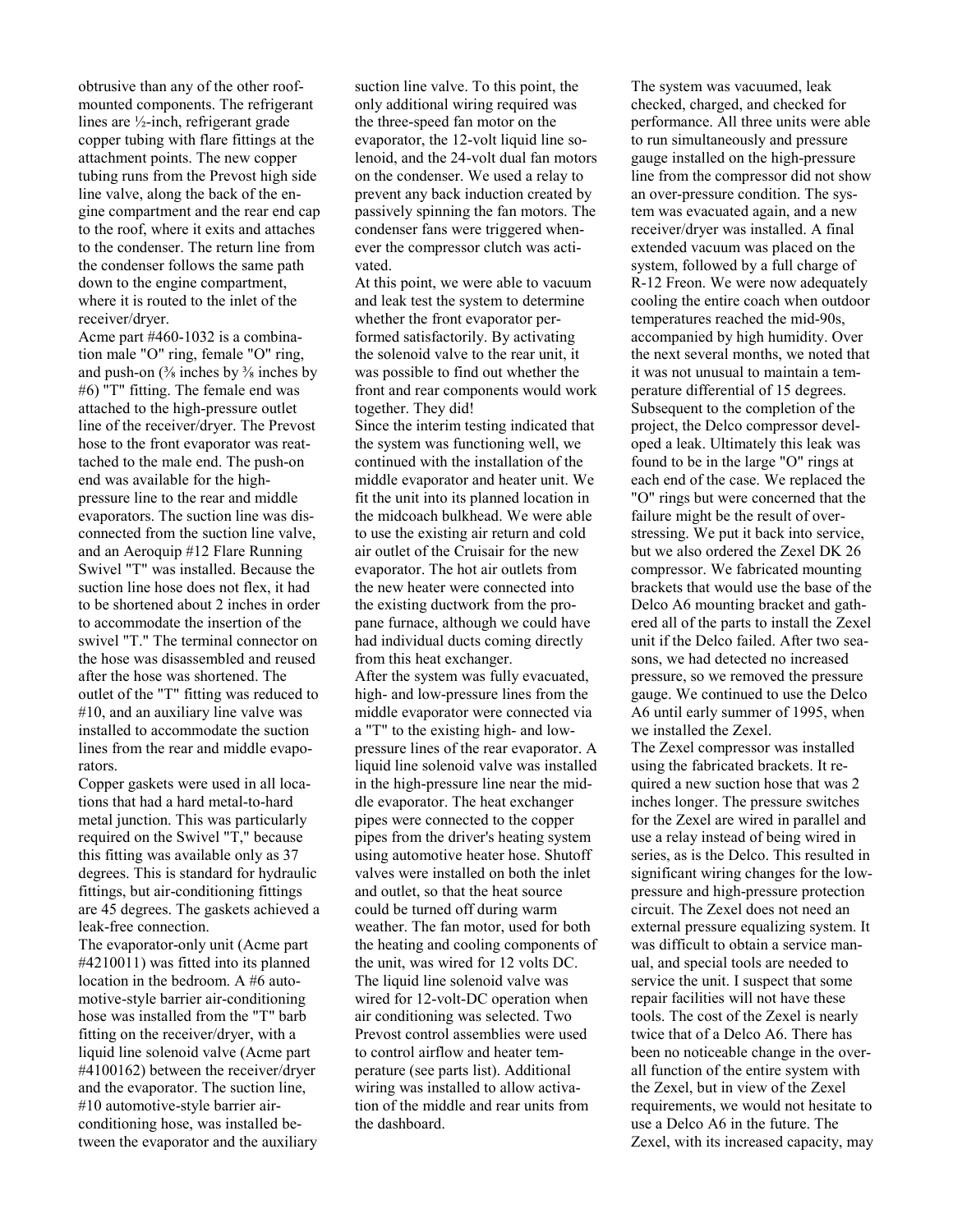obtrusive than any of the other roof-mounted components. The refrigerant lines are ½-inch, refrigerant grade copper tubing with flare fittings at the attachment points. The new copper tubing runs from the Prevost high side line valve, along the back of the engine compartment and the rear end cap to the roof, where it exits and attaches to the condenser. The return line from the condenser follows the same path down to the engine compartment, where it is routed to the inlet of the receiver/dryer.

Acme part #460-1032 is a combination male "O" ring, female "O" ring, and push-on (⅜ inches by ⅜ inches by #6) "T" fitting. The female end was attached to the high-pressure outlet line of the receiver/dryer. The Prevost hose to the front evaporator was reattached to the male end. The push-on end was available for the high-pressure line to the rear and middle evaporators. The suction line was disconnected from the suction line valve, and an Aeroquip #12 Flare Running Swivel "T" was installed. Because the suction line hose does not flex, it had to be shortened about 2 inches in order to accommodate the insertion of the swivel "T." The terminal connector on the hose was disassembled and reused after the hose was shortened. The outlet of the "T" fitting was reduced to #10, and an auxiliary line valve was installed to accommodate the suction lines from the rear and middle evaporators.

Copper gaskets were used in all locations that had a hard metal-to-hard metal junction. This was particularly required on the Swivel "T," because this fitting was available only as 37 degrees. This is standard for hydraulic fittings, but air-conditioning fittings are 45 degrees. The gaskets achieved a leak-free connection.

The evaporator-only unit (Acme part #4210011) was fitted into its planned location in the bedroom. A #6 automotive-style barrier air-conditioning hose was installed from the "T" barb fitting on the receiver/dryer, with a liquid line solenoid valve (Acme part #4100162) between the receiver/dryer and the evaporator. The suction line, #10 automotive-style barrier air-conditioning hose, was installed between the evaporator and the auxiliary suction line valve. To this point, the only additional wiring required was the three-speed fan motor on the evaporator, the 12-volt liquid line solenoid, and the 24-volt dual fan motors on the condenser. We used a relay to prevent any back induction created by passively spinning the fan motors. The condenser fans were triggered whenever the compressor clutch was activated.

At this point, we were able to vacuum and leak test the system to determine whether the front evaporator performed satisfactorily. By activating the solenoid valve to the rear unit, it was possible to find out whether the front and rear components would work together. They did!

Since the interim testing indicated that the system was functioning well, we continued with the installation of the middle evaporator and heater unit. We fit the unit into its planned location in the midcoach bulkhead. We were able to use the existing air return and cold air outlet of the Cruisair for the new evaporator. The hot air outlets from the new heater were connected into the existing ductwork from the propane furnace, although we could have had individual ducts coming directly from this heat exchanger.

After the system was fully evacuated, high- and low-pressure lines from the middle evaporator were connected via a "T" to the existing high- and low-pressure lines of the rear evaporator. A liquid line solenoid valve was installed in the high-pressure line near the middle evaporator. The heat exchanger pipes were connected to the copper pipes from the driver's heating system using automotive heater hose. Shutoff valves were installed on both the inlet and outlet, so that the heat source could be turned off during warm weather. The fan motor, used for both the heating and cooling components of the unit, was wired for 12 volts DC. The liquid line solenoid valve was wired for 12-volt-DC operation when air conditioning was selected. Two Prevost control assemblies were used to control airflow and heater temperature (see parts list). Additional wiring was installed to allow activation of the middle and rear units from the dashboard.

The system was vacuumed, leak checked, charged, and checked for performance. All three units were able to run simultaneously and pressure gauge installed on the high-pressure line from the compressor did not show an over-pressure condition. The system was evacuated again, and a new receiver/dryer was installed. A final extended vacuum was placed on the system, followed by a full charge of R-12 Freon. We were now adequately cooling the entire coach when outdoor temperatures reached the mid-90s, accompanied by high humidity. Over the next several months, we noted that it was not unusual to maintain a temperature differential of 15 degrees.

Subsequent to the completion of the project, the Delco compressor developed a leak. Ultimately this leak was found to be in the large "O" rings at each end of the case. We replaced the "O" rings but were concerned that the failure might be the result of overstressing. We put it back into service, but we also ordered the Zexel DK 26 compressor. We fabricated mounting brackets that would use the base of the Delco A6 mounting bracket and gathered all of the parts to install the Zexel unit if the Delco failed. After two seasons, we had detected no increased pressure, so we removed the pressure gauge. We continued to use the Delco A6 until early summer of 1995, when we installed the Zexel.

The Zexel compressor was installed using the fabricated brackets. It required a new suction hose that was 2 inches longer. The pressure switches for the Zexel are wired in parallel and use a relay instead of being wired in series, as is the Delco. This resulted in significant wiring changes for the low-pressure and high-pressure protection circuit. The Zexel does not need an external pressure equalizing system. It was difficult to obtain a service manual, and special tools are needed to service the unit. I suspect that some repair facilities will not have these tools. The cost of the Zexel is nearly twice that of a Delco A6. There has been no noticeable change in the overall function of the entire system with the Zexel, but in view of the Zexel requirements, we would not hesitate to use a Delco A6 in the future. The Zexel, with its increased capacity, may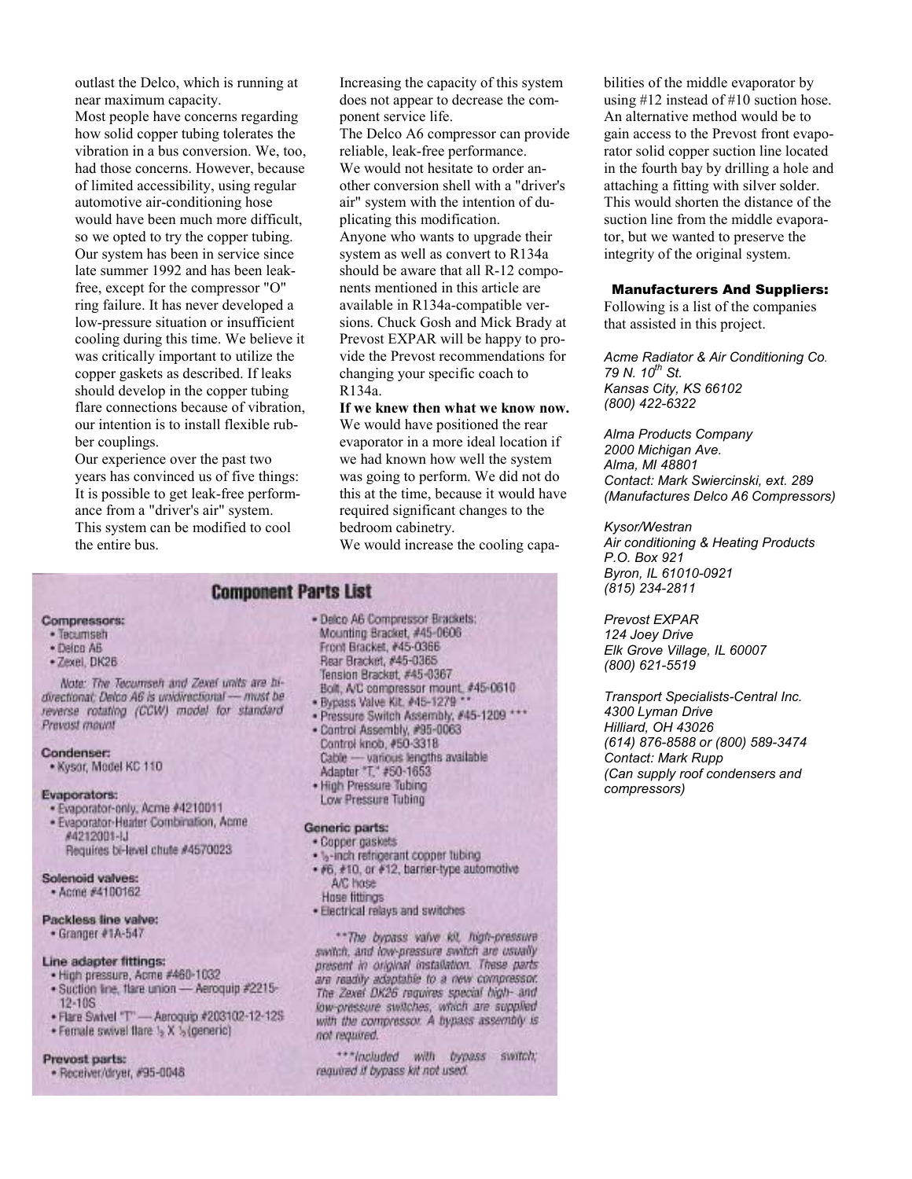outlast the Delco, which is running at near maximum capacity.

Most people have concerns regarding how solid copper tubing tolerates the vibration in a bus conversion. We, too, had those concerns. However, because of limited accessibility, using regular automotive air-conditioning hose would have been much more difficult, so we opted to try the copper tubing. Our system has been in service since late summer 1992 and has been leak-free, except for the compressor "O" ring failure. It has never developed a low-pressure situation or insufficient cooling during this time. We believe it was critically important to utilize the copper gaskets as described. If leaks should develop in the copper tubing flare connections because of vibration, our intention is to install flexible rubber couplings.

Our experience over the past two years has convinced us of five things: It is possible to get leak-free performance from a "driver's air" system. This system can be modified to cool the entire bus. Increasing the capacity of this system does not appear to decrease the component service life.

The Delco A6 compressor can provide reliable, leak-free performance.

We would not hesitate to order another conversion shell with a "driver's air" system with the intention of duplicating this modification.

Anyone who wants to upgrade their system as well as convert to R134a should be aware that all R-12 components mentioned in this article are available in R134a-compatible versions. Chuck Gosh and Mick Brady at Prevost EXPAR will be happy to provide the Prevost recommendations for changing your specific coach to R134a.

**If we knew then what we know now.** We would have positioned the rear evaporator in a more ideal location if we had known how well the system was going to perform. We did not do this at the time, because it would have required significant changes to the bedroom cabinetry.

We would increase the cooling capabilities of the middle evaporator by using #12 instead of #10 suction hose. An alternative method would be to gain access to the Prevost front evaporator solid copper suction line located in the fourth bay by drilling a hole and attaching a fitting with silver solder. This would shorten the distance of the suction line from the middle evaporator, but we wanted to preserve the integrity of the original system.

## Component Parts List

**Compressors:**
- Tecumseh
- Delco A6
- Zexel, DK26

*Note: The Tecumseh and Zexel units are bi-directional; Delco A6 is unidirectional — must be reverse rotating (CCW) model for standard Prevost mount*

**Condenser:**
- Kysor, Model KC 110

**Evaporators:**
- Evaporator-only, Acme #4210011
- Evaporator-Heater Combination, Acme #4212001-IJ
  Requires bi-level chute #4570023

**Solenoid valves:**
- Acme #4100162

**Packless line valve:**
- Granger #1A-547

**Line adapter fittings:**
- High pressure, Acme #460-1032
- Suction line, flare union — Aeroquip #2215-12-10S
- Flare Swivel "T" — Aeroquip #203102-12-12S
- Female swivel flare ½ X ½ (generic)

**Prevost parts:**
- Receiver/dryer, #95-0048
- Delco A6 Compressor Brackets:
  Mounting Bracket, #45-0606
  Front Bracket, #45-0366
  Rear Bracket, #45-0365
  Tension Bracket, #45-0367
  Bolt, A/C compressor mount, #45-0610
- Bypass Valve Kit, #45-1279 **
- Pressure Switch Assembly, #45-1209 ***
- Control Assembly, #95-0063
  Control knob, #50-3318
  Cable — various lengths available
  Adapter "T," #50-1653
- High Pressure Tubing
  Low Pressure Tubing

**Generic parts:**
- Copper gaskets
- ½-inch refrigerant copper tubing
- #6, #10, or #12, barrier-type automotive A/C hose
  Hose fittings
- Electrical relays and switches

*\*\*The bypass valve kit, high-pressure switch, and low-pressure switch are usually present in original installation. These parts are readily adaptable to a new compressor. The Zexel DK26 requires special high- and low-pressure switches, which are supplied with the compressor. A bypass assembly is not required.*

*\*\*\*Included with bypass switch; required if bypass kit not used.*

### Manufacturers And Suppliers:

Following is a list of the companies that assisted in this project.

*Acme Radiator & Air Conditioning Co.*
*79 N. 10th St.*
*Kansas City, KS 66102*
*(800) 422-6322*

*Alma Products Company*
*2000 Michigan Ave.*
*Alma, MI 48801*
*Contact: Mark Swiercinski, ext. 289*
*(Manufactures Delco A6 Compressors)*

*Kysor/Westran*
*Air conditioning & Heating Products*
*P.O. Box 921*
*Byron, IL 61010-0921*
*(815) 234-2811*

*Prevost EXPAR*
*124 Joey Drive*
*Elk Grove Village, IL 60007*
*(800) 621-5519*

*Transport Specialists-Central Inc.*
*4300 Lyman Drive*
*Hilliard, OH 43026*
*(614) 876-8588 or (800) 589-3474*
*Contact: Mark Rupp*
*(Can supply roof condensers and compressors)*